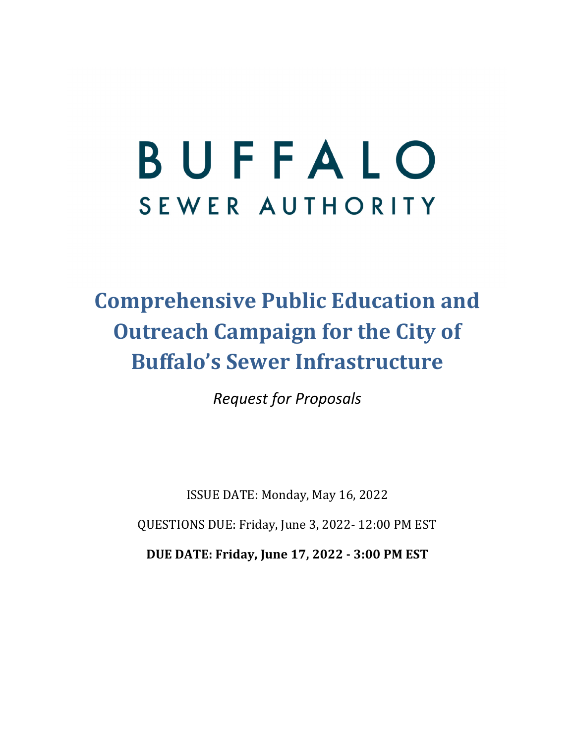# BUFFALO
SEWER AUTHORITY

# Comprehensive Public Education and Outreach Campaign for the City of Buffalo's Sewer Infrastructure

*Request for Proposals*

ISSUE DATE: Monday, May 16, 2022

QUESTIONS DUE: Friday, June 3, 2022- 12:00 PM EST

**DUE DATE: Friday, June 17, 2022 - 3:00 PM EST**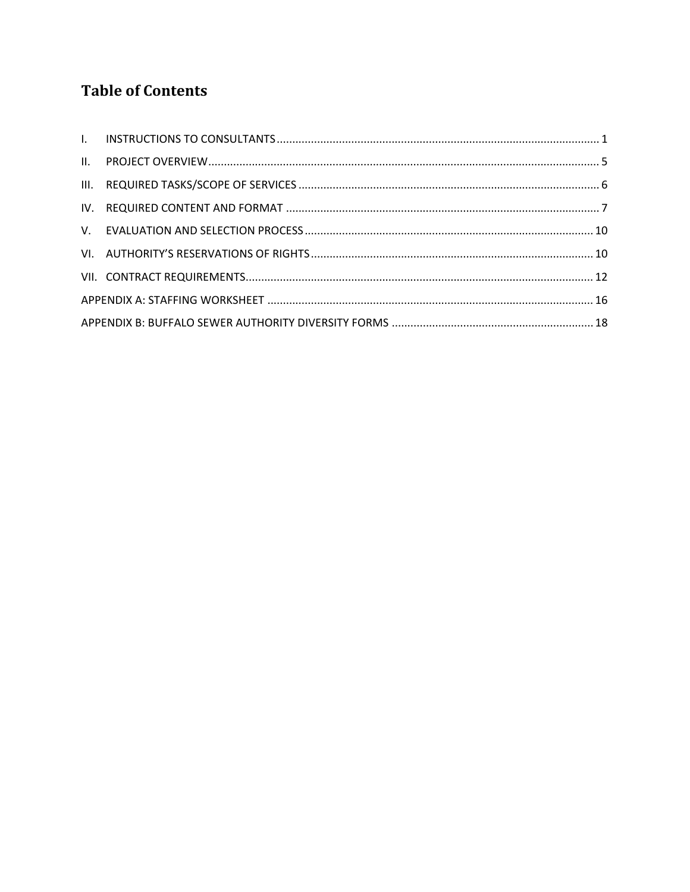# Table of Contents

I. INSTRUCTIONS TO CONSULTANTS ........................................................................................................ 1

II. PROJECT OVERVIEW ............................................................................................................................ 5

III. REQUIRED TASKS/SCOPE OF SERVICES ............................................................................................... 6

IV. REQUIRED CONTENT AND FORMAT ................................................................................................... 7

V. EVALUATION AND SELECTION PROCESS ............................................................................................ 10

VI. AUTHORITY'S RESERVATIONS OF RIGHTS .......................................................................................... 10

VII. CONTRACT REQUIREMENTS ............................................................................................................... 12

APPENDIX A: STAFFING WORKSHEET ....................................................................................................... 16

APPENDIX B: BUFFALO SEWER AUTHORITY DIVERSITY FORMS ................................................................ 18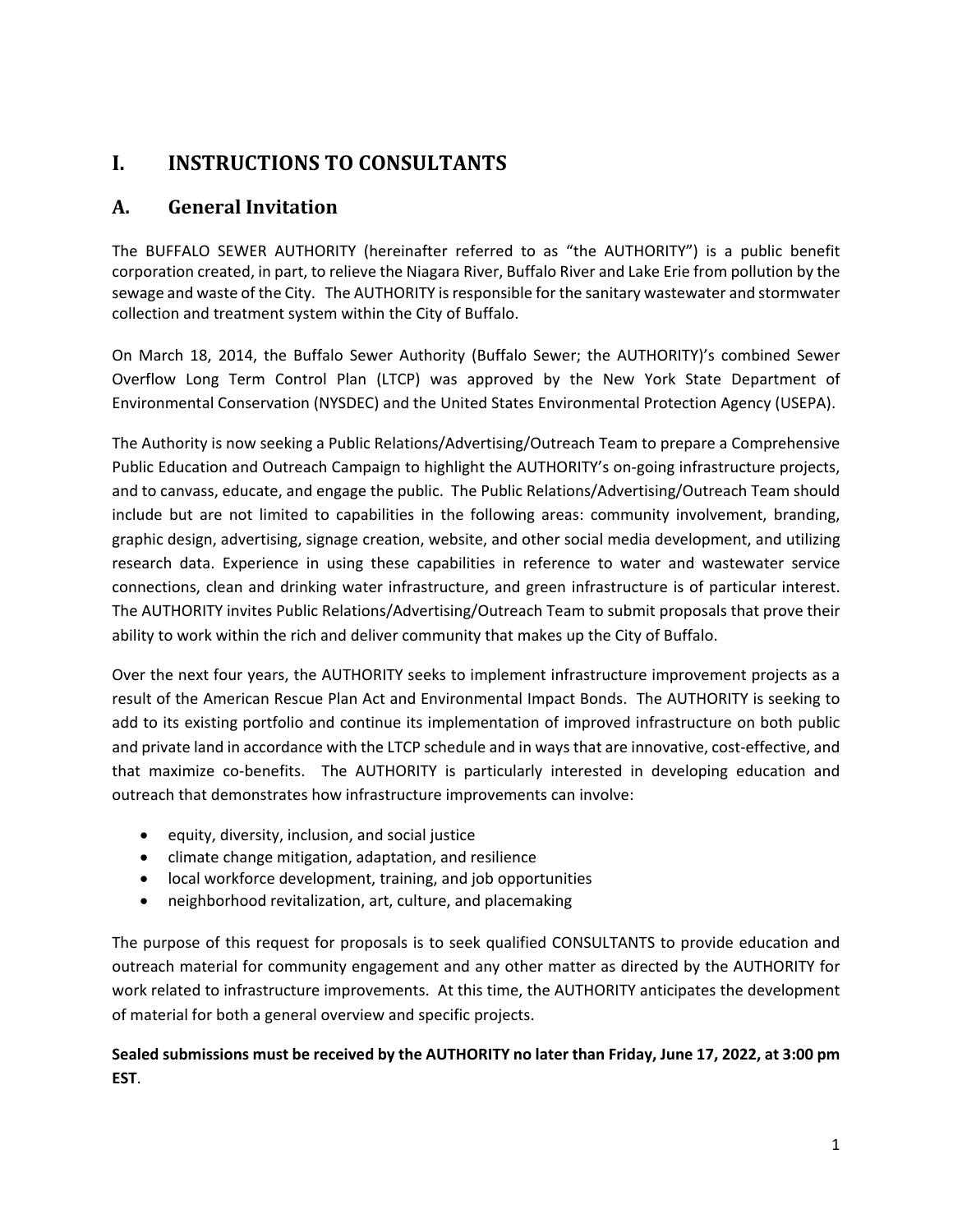# I. INSTRUCTIONS TO CONSULTANTS

## A. General Invitation

The BUFFALO SEWER AUTHORITY (hereinafter referred to as "the AUTHORITY") is a public benefit corporation created, in part, to relieve the Niagara River, Buffalo River and Lake Erie from pollution by the sewage and waste of the City. The AUTHORITY is responsible for the sanitary wastewater and stormwater collection and treatment system within the City of Buffalo.

On March 18, 2014, the Buffalo Sewer Authority (Buffalo Sewer; the AUTHORITY)'s combined Sewer Overflow Long Term Control Plan (LTCP) was approved by the New York State Department of Environmental Conservation (NYSDEC) and the United States Environmental Protection Agency (USEPA).

The Authority is now seeking a Public Relations/Advertising/Outreach Team to prepare a Comprehensive Public Education and Outreach Campaign to highlight the AUTHORITY's on-going infrastructure projects, and to canvass, educate, and engage the public. The Public Relations/Advertising/Outreach Team should include but are not limited to capabilities in the following areas: community involvement, branding, graphic design, advertising, signage creation, website, and other social media development, and utilizing research data. Experience in using these capabilities in reference to water and wastewater service connections, clean and drinking water infrastructure, and green infrastructure is of particular interest. The AUTHORITY invites Public Relations/Advertising/Outreach Team to submit proposals that prove their ability to work within the rich and deliver community that makes up the City of Buffalo.

Over the next four years, the AUTHORITY seeks to implement infrastructure improvement projects as a result of the American Rescue Plan Act and Environmental Impact Bonds. The AUTHORITY is seeking to add to its existing portfolio and continue its implementation of improved infrastructure on both public and private land in accordance with the LTCP schedule and in ways that are innovative, cost-effective, and that maximize co-benefits. The AUTHORITY is particularly interested in developing education and outreach that demonstrates how infrastructure improvements can involve:

- equity, diversity, inclusion, and social justice
- climate change mitigation, adaptation, and resilience
- local workforce development, training, and job opportunities
- neighborhood revitalization, art, culture, and placemaking

The purpose of this request for proposals is to seek qualified CONSULTANTS to provide education and outreach material for community engagement and any other matter as directed by the AUTHORITY for work related to infrastructure improvements. At this time, the AUTHORITY anticipates the development of material for both a general overview and specific projects.

**Sealed submissions must be received by the AUTHORITY no later than Friday, June 17, 2022, at 3:00 pm EST**.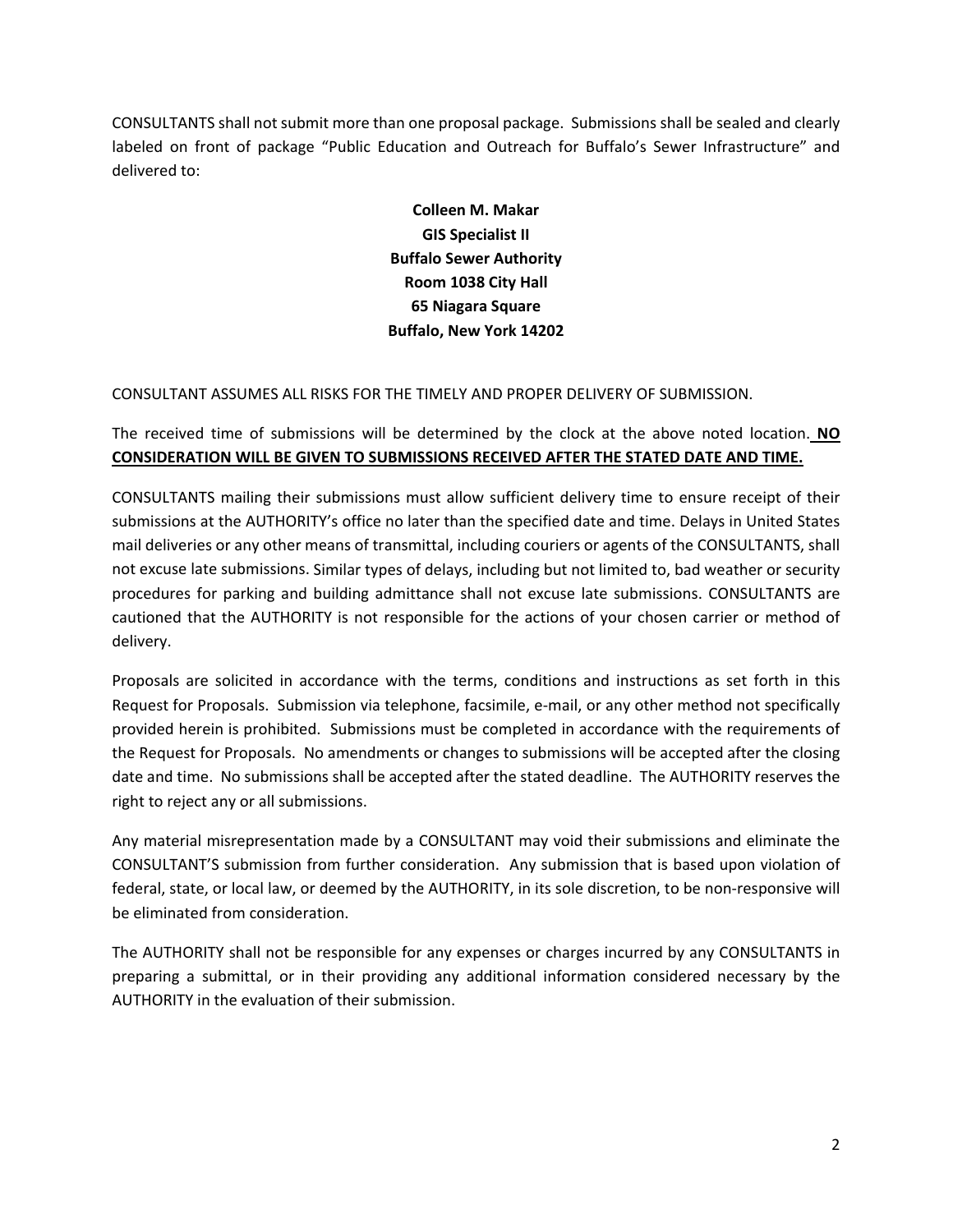CONSULTANTS shall not submit more than one proposal package. Submissions shall be sealed and clearly labeled on front of package "Public Education and Outreach for Buffalo's Sewer Infrastructure" and delivered to:

**Colleen M. Makar**
**GIS Specialist II**
**Buffalo Sewer Authority**
**Room 1038 City Hall**
**65 Niagara Square**
**Buffalo, New York 14202**

CONSULTANT ASSUMES ALL RISKS FOR THE TIMELY AND PROPER DELIVERY OF SUBMISSION.

The received time of submissions will be determined by the clock at the above noted location. **NO CONSIDERATION WILL BE GIVEN TO SUBMISSIONS RECEIVED AFTER THE STATED DATE AND TIME.**

CONSULTANTS mailing their submissions must allow sufficient delivery time to ensure receipt of their submissions at the AUTHORITY's office no later than the specified date and time. Delays in United States mail deliveries or any other means of transmittal, including couriers or agents of the CONSULTANTS, shall not excuse late submissions. Similar types of delays, including but not limited to, bad weather or security procedures for parking and building admittance shall not excuse late submissions. CONSULTANTS are cautioned that the AUTHORITY is not responsible for the actions of your chosen carrier or method of delivery.

Proposals are solicited in accordance with the terms, conditions and instructions as set forth in this Request for Proposals. Submission via telephone, facsimile, e-mail, or any other method not specifically provided herein is prohibited. Submissions must be completed in accordance with the requirements of the Request for Proposals. No amendments or changes to submissions will be accepted after the closing date and time. No submissions shall be accepted after the stated deadline. The AUTHORITY reserves the right to reject any or all submissions.

Any material misrepresentation made by a CONSULTANT may void their submissions and eliminate the CONSULTANT'S submission from further consideration. Any submission that is based upon violation of federal, state, or local law, or deemed by the AUTHORITY, in its sole discretion, to be non-responsive will be eliminated from consideration.

The AUTHORITY shall not be responsible for any expenses or charges incurred by any CONSULTANTS in preparing a submittal, or in their providing any additional information considered necessary by the AUTHORITY in the evaluation of their submission.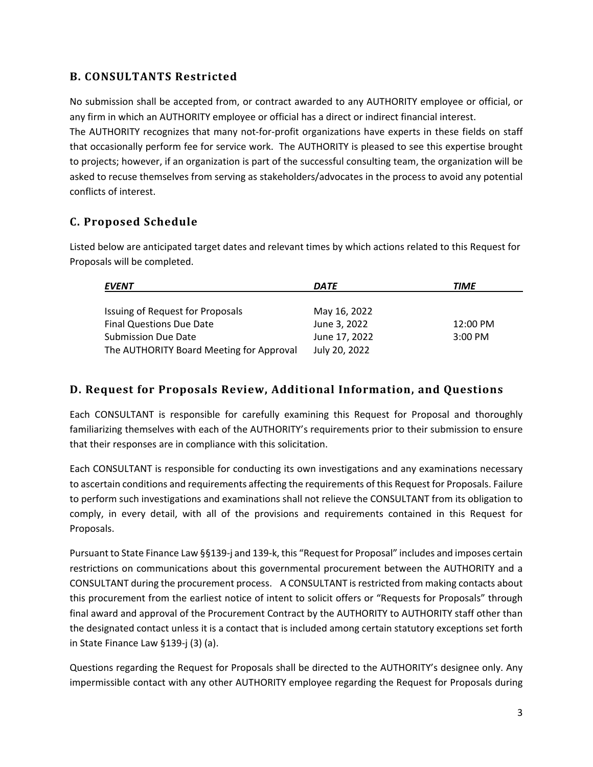## B. CONSULTANTS Restricted

No submission shall be accepted from, or contract awarded to any AUTHORITY employee or official, or any firm in which an AUTHORITY employee or official has a direct or indirect financial interest.
The AUTHORITY recognizes that many not-for-profit organizations have experts in these fields on staff that occasionally perform fee for service work. The AUTHORITY is pleased to see this expertise brought to projects; however, if an organization is part of the successful consulting team, the organization will be asked to recuse themselves from serving as stakeholders/advocates in the process to avoid any potential conflicts of interest.

## C. Proposed Schedule

Listed below are anticipated target dates and relevant times by which actions related to this Request for Proposals will be completed.

| *EVENT* | *DATE* | *TIME* |
|---|---|---|
| Issuing of Request for Proposals | May 16, 2022 | |
| Final Questions Due Date | June 3, 2022 | 12:00 PM |
| Submission Due Date | June 17, 2022 | 3:00 PM |
| The AUTHORITY Board Meeting for Approval | July 20, 2022 | |

## D. Request for Proposals Review, Additional Information, and Questions

Each CONSULTANT is responsible for carefully examining this Request for Proposal and thoroughly familiarizing themselves with each of the AUTHORITY's requirements prior to their submission to ensure that their responses are in compliance with this solicitation.

Each CONSULTANT is responsible for conducting its own investigations and any examinations necessary to ascertain conditions and requirements affecting the requirements of this Request for Proposals. Failure to perform such investigations and examinations shall not relieve the CONSULTANT from its obligation to comply, in every detail, with all of the provisions and requirements contained in this Request for Proposals.

Pursuant to State Finance Law §§139-j and 139-k, this "Request for Proposal" includes and imposes certain restrictions on communications about this governmental procurement between the AUTHORITY and a CONSULTANT during the procurement process. A CONSULTANT is restricted from making contacts about this procurement from the earliest notice of intent to solicit offers or "Requests for Proposals" through final award and approval of the Procurement Contract by the AUTHORITY to AUTHORITY staff other than the designated contact unless it is a contact that is included among certain statutory exceptions set forth in State Finance Law §139-j (3) (a).

Questions regarding the Request for Proposals shall be directed to the AUTHORITY's designee only. Any impermissible contact with any other AUTHORITY employee regarding the Request for Proposals during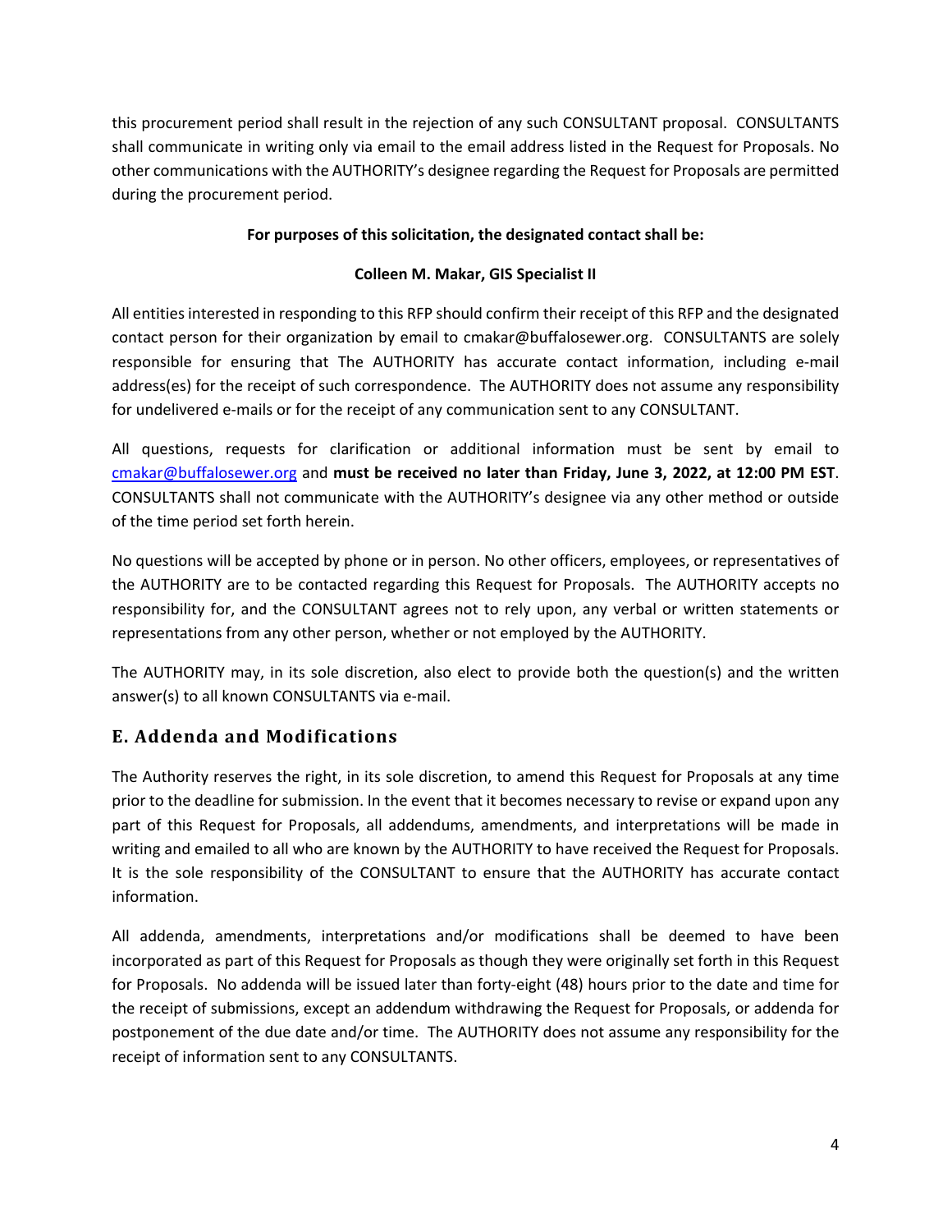this procurement period shall result in the rejection of any such CONSULTANT proposal. CONSULTANTS shall communicate in writing only via email to the email address listed in the Request for Proposals. No other communications with the AUTHORITY's designee regarding the Request for Proposals are permitted during the procurement period.

**For purposes of this solicitation, the designated contact shall be:**

**Colleen M. Makar, GIS Specialist II**

All entities interested in responding to this RFP should confirm their receipt of this RFP and the designated contact person for their organization by email to cmakar@buffalosewer.org. CONSULTANTS are solely responsible for ensuring that The AUTHORITY has accurate contact information, including e-mail address(es) for the receipt of such correspondence. The AUTHORITY does not assume any responsibility for undelivered e-mails or for the receipt of any communication sent to any CONSULTANT.

All questions, requests for clarification or additional information must be sent by email to cmakar@buffalosewer.org and **must be received no later than Friday, June 3, 2022, at 12:00 PM EST**. CONSULTANTS shall not communicate with the AUTHORITY's designee via any other method or outside of the time period set forth herein.

No questions will be accepted by phone or in person. No other officers, employees, or representatives of the AUTHORITY are to be contacted regarding this Request for Proposals. The AUTHORITY accepts no responsibility for, and the CONSULTANT agrees not to rely upon, any verbal or written statements or representations from any other person, whether or not employed by the AUTHORITY.

The AUTHORITY may, in its sole discretion, also elect to provide both the question(s) and the written answer(s) to all known CONSULTANTS via e-mail.

## E. Addenda and Modifications

The Authority reserves the right, in its sole discretion, to amend this Request for Proposals at any time prior to the deadline for submission. In the event that it becomes necessary to revise or expand upon any part of this Request for Proposals, all addendums, amendments, and interpretations will be made in writing and emailed to all who are known by the AUTHORITY to have received the Request for Proposals. It is the sole responsibility of the CONSULTANT to ensure that the AUTHORITY has accurate contact information.

All addenda, amendments, interpretations and/or modifications shall be deemed to have been incorporated as part of this Request for Proposals as though they were originally set forth in this Request for Proposals. No addenda will be issued later than forty-eight (48) hours prior to the date and time for the receipt of submissions, except an addendum withdrawing the Request for Proposals, or addenda for postponement of the due date and/or time. The AUTHORITY does not assume any responsibility for the receipt of information sent to any CONSULTANTS.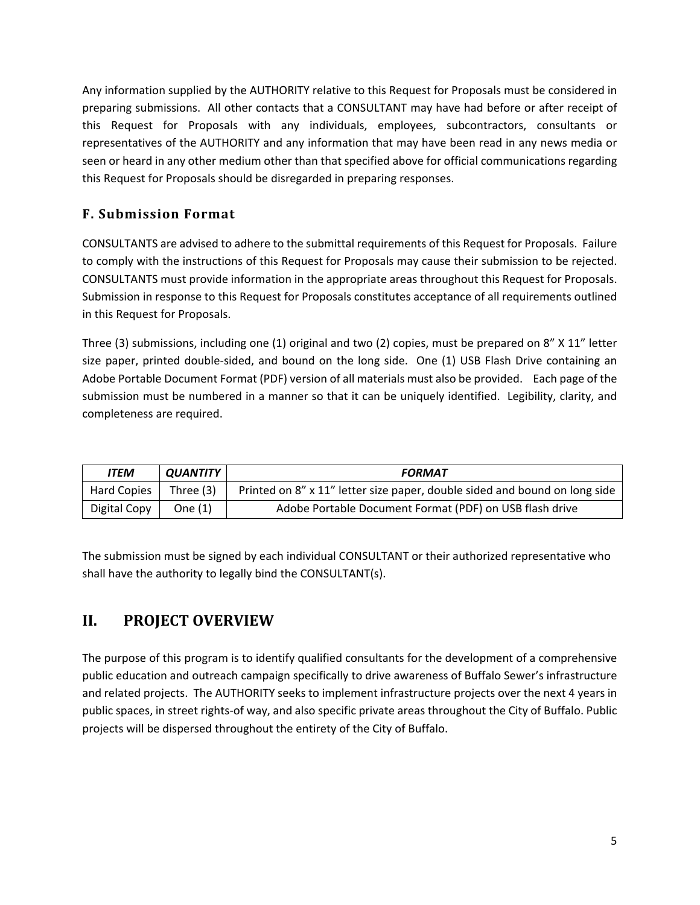Any information supplied by the AUTHORITY relative to this Request for Proposals must be considered in preparing submissions. All other contacts that a CONSULTANT may have had before or after receipt of this Request for Proposals with any individuals, employees, subcontractors, consultants or representatives of the AUTHORITY and any information that may have been read in any news media or seen or heard in any other medium other than that specified above for official communications regarding this Request for Proposals should be disregarded in preparing responses.

### F. Submission Format

CONSULTANTS are advised to adhere to the submittal requirements of this Request for Proposals. Failure to comply with the instructions of this Request for Proposals may cause their submission to be rejected. CONSULTANTS must provide information in the appropriate areas throughout this Request for Proposals. Submission in response to this Request for Proposals constitutes acceptance of all requirements outlined in this Request for Proposals.

Three (3) submissions, including one (1) original and two (2) copies, must be prepared on 8" X 11" letter size paper, printed double-sided, and bound on the long side. One (1) USB Flash Drive containing an Adobe Portable Document Format (PDF) version of all materials must also be provided. Each page of the submission must be numbered in a manner so that it can be uniquely identified. Legibility, clarity, and completeness are required.

| ***ITEM*** | ***QUANTITY*** | ***FORMAT*** |
| --- | --- | --- |
| Hard Copies | Three (3) | Printed on 8" x 11" letter size paper, double sided and bound on long side |
| Digital Copy | One (1) | Adobe Portable Document Format (PDF) on USB flash drive |

The submission must be signed by each individual CONSULTANT or their authorized representative who shall have the authority to legally bind the CONSULTANT(s).

## II. PROJECT OVERVIEW

The purpose of this program is to identify qualified consultants for the development of a comprehensive public education and outreach campaign specifically to drive awareness of Buffalo Sewer's infrastructure and related projects. The AUTHORITY seeks to implement infrastructure projects over the next 4 years in public spaces, in street rights-of way, and also specific private areas throughout the City of Buffalo. Public projects will be dispersed throughout the entirety of the City of Buffalo.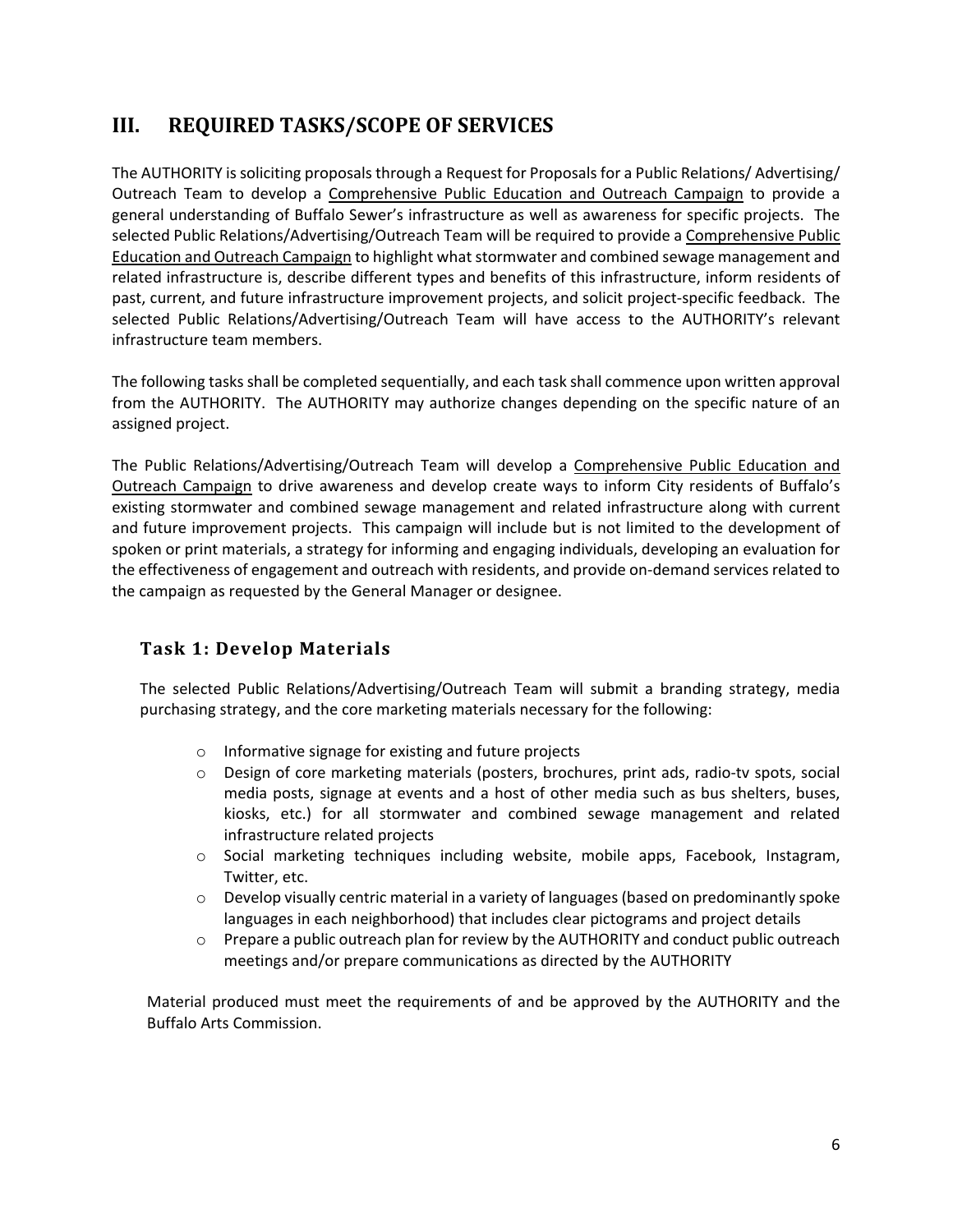## III. REQUIRED TASKS/SCOPE OF SERVICES

The AUTHORITY is soliciting proposals through a Request for Proposals for a Public Relations/ Advertising/ Outreach Team to develop a Comprehensive Public Education and Outreach Campaign to provide a general understanding of Buffalo Sewer's infrastructure as well as awareness for specific projects. The selected Public Relations/Advertising/Outreach Team will be required to provide a Comprehensive Public Education and Outreach Campaign to highlight what stormwater and combined sewage management and related infrastructure is, describe different types and benefits of this infrastructure, inform residents of past, current, and future infrastructure improvement projects, and solicit project-specific feedback. The selected Public Relations/Advertising/Outreach Team will have access to the AUTHORITY's relevant infrastructure team members.

The following tasks shall be completed sequentially, and each task shall commence upon written approval from the AUTHORITY. The AUTHORITY may authorize changes depending on the specific nature of an assigned project.

The Public Relations/Advertising/Outreach Team will develop a Comprehensive Public Education and Outreach Campaign to drive awareness and develop create ways to inform City residents of Buffalo's existing stormwater and combined sewage management and related infrastructure along with current and future improvement projects. This campaign will include but is not limited to the development of spoken or print materials, a strategy for informing and engaging individuals, developing an evaluation for the effectiveness of engagement and outreach with residents, and provide on-demand services related to the campaign as requested by the General Manager or designee.

### Task 1: Develop Materials

The selected Public Relations/Advertising/Outreach Team will submit a branding strategy, media purchasing strategy, and the core marketing materials necessary for the following:

- Informative signage for existing and future projects
- Design of core marketing materials (posters, brochures, print ads, radio-tv spots, social media posts, signage at events and a host of other media such as bus shelters, buses, kiosks, etc.) for all stormwater and combined sewage management and related infrastructure related projects
- Social marketing techniques including website, mobile apps, Facebook, Instagram, Twitter, etc.
- Develop visually centric material in a variety of languages (based on predominantly spoke languages in each neighborhood) that includes clear pictograms and project details
- Prepare a public outreach plan for review by the AUTHORITY and conduct public outreach meetings and/or prepare communications as directed by the AUTHORITY

Material produced must meet the requirements of and be approved by the AUTHORITY and the Buffalo Arts Commission.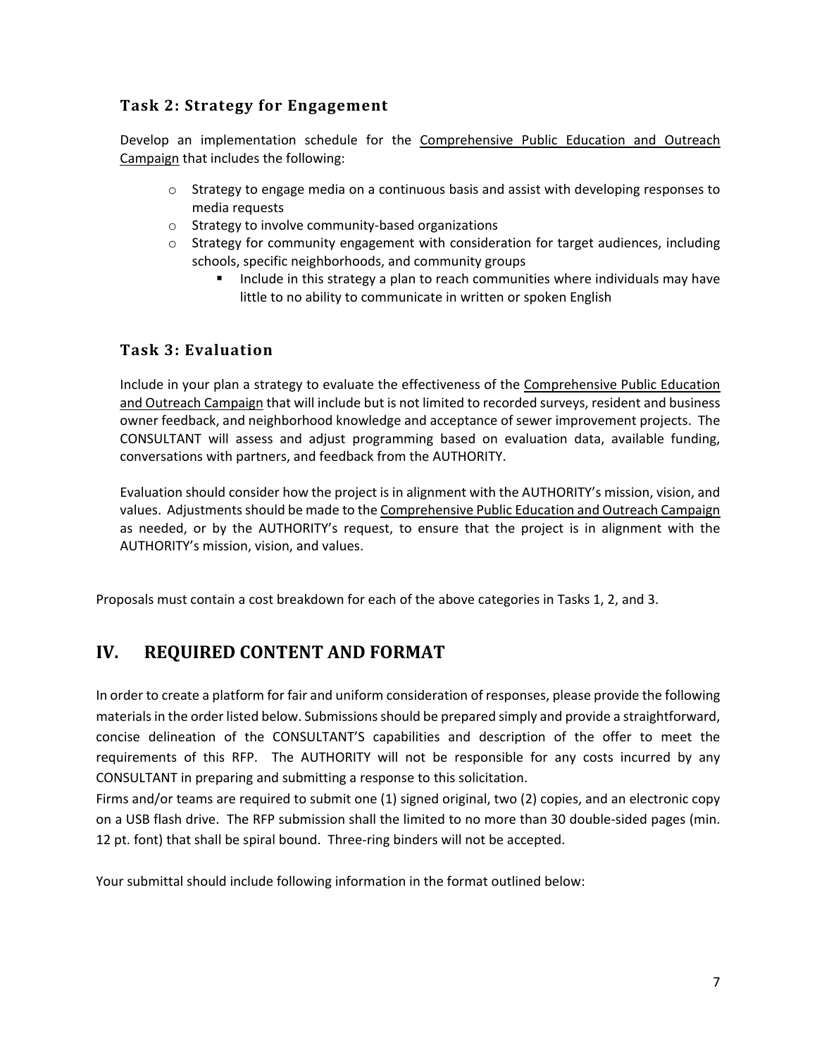### Task 2: Strategy for Engagement

Develop an implementation schedule for the <u>Comprehensive Public Education and Outreach Campaign</u> that includes the following:

- Strategy to engage media on a continuous basis and assist with developing responses to media requests
- Strategy to involve community-based organizations
- Strategy for community engagement with consideration for target audiences, including schools, specific neighborhoods, and community groups
  - Include in this strategy a plan to reach communities where individuals may have little to no ability to communicate in written or spoken English

### Task 3: Evaluation

Include in your plan a strategy to evaluate the effectiveness of the <u>Comprehensive Public Education and Outreach Campaign</u> that will include but is not limited to recorded surveys, resident and business owner feedback, and neighborhood knowledge and acceptance of sewer improvement projects. The CONSULTANT will assess and adjust programming based on evaluation data, available funding, conversations with partners, and feedback from the AUTHORITY.

Evaluation should consider how the project is in alignment with the AUTHORITY's mission, vision, and values. Adjustments should be made to the <u>Comprehensive Public Education and Outreach Campaign</u> as needed, or by the AUTHORITY's request, to ensure that the project is in alignment with the AUTHORITY's mission, vision, and values.

Proposals must contain a cost breakdown for each of the above categories in Tasks 1, 2, and 3.

## IV. REQUIRED CONTENT AND FORMAT

In order to create a platform for fair and uniform consideration of responses, please provide the following materials in the order listed below. Submissions should be prepared simply and provide a straightforward, concise delineation of the CONSULTANT'S capabilities and description of the offer to meet the requirements of this RFP. The AUTHORITY will not be responsible for any costs incurred by any CONSULTANT in preparing and submitting a response to this solicitation.

Firms and/or teams are required to submit one (1) signed original, two (2) copies, and an electronic copy on a USB flash drive. The RFP submission shall the limited to no more than 30 double-sided pages (min. 12 pt. font) that shall be spiral bound. Three-ring binders will not be accepted.

Your submittal should include following information in the format outlined below: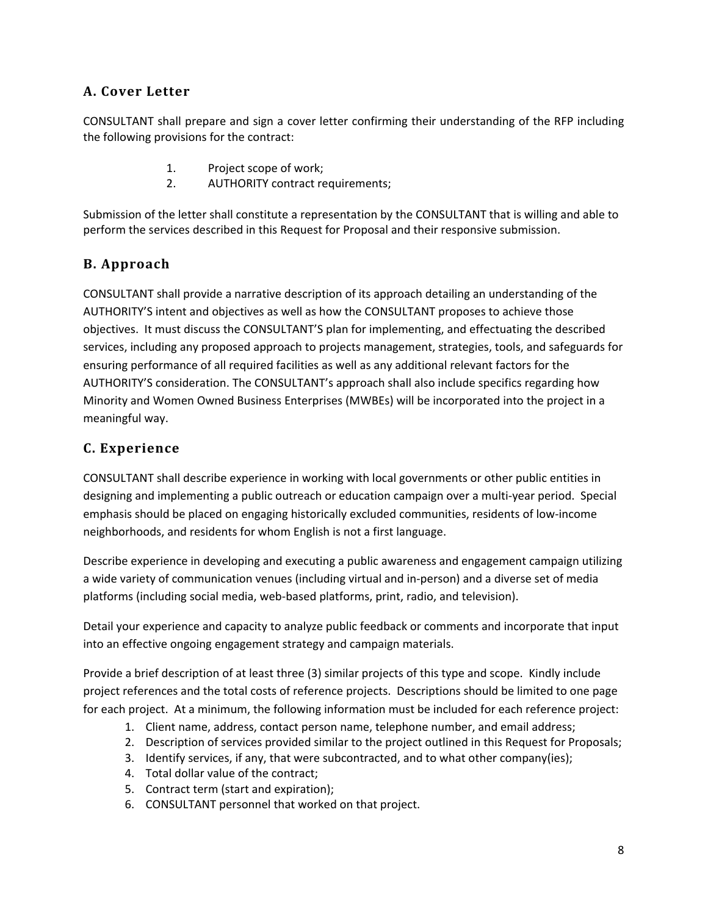## A. Cover Letter

CONSULTANT shall prepare and sign a cover letter confirming their understanding of the RFP including the following provisions for the contract:

1. Project scope of work;
2. AUTHORITY contract requirements;

Submission of the letter shall constitute a representation by the CONSULTANT that is willing and able to perform the services described in this Request for Proposal and their responsive submission.

## B. Approach

CONSULTANT shall provide a narrative description of its approach detailing an understanding of the AUTHORITY'S intent and objectives as well as how the CONSULTANT proposes to achieve those objectives. It must discuss the CONSULTANT'S plan for implementing, and effectuating the described services, including any proposed approach to projects management, strategies, tools, and safeguards for ensuring performance of all required facilities as well as any additional relevant factors for the AUTHORITY'S consideration. The CONSULTANT's approach shall also include specifics regarding how Minority and Women Owned Business Enterprises (MWBEs) will be incorporated into the project in a meaningful way.

## C. Experience

CONSULTANT shall describe experience in working with local governments or other public entities in designing and implementing a public outreach or education campaign over a multi-year period. Special emphasis should be placed on engaging historically excluded communities, residents of low-income neighborhoods, and residents for whom English is not a first language.

Describe experience in developing and executing a public awareness and engagement campaign utilizing a wide variety of communication venues (including virtual and in-person) and a diverse set of media platforms (including social media, web-based platforms, print, radio, and television).

Detail your experience and capacity to analyze public feedback or comments and incorporate that input into an effective ongoing engagement strategy and campaign materials.

Provide a brief description of at least three (3) similar projects of this type and scope. Kindly include project references and the total costs of reference projects. Descriptions should be limited to one page for each project. At a minimum, the following information must be included for each reference project:

1. Client name, address, contact person name, telephone number, and email address;
2. Description of services provided similar to the project outlined in this Request for Proposals;
3. Identify services, if any, that were subcontracted, and to what other company(ies);
4. Total dollar value of the contract;
5. Contract term (start and expiration);
6. CONSULTANT personnel that worked on that project.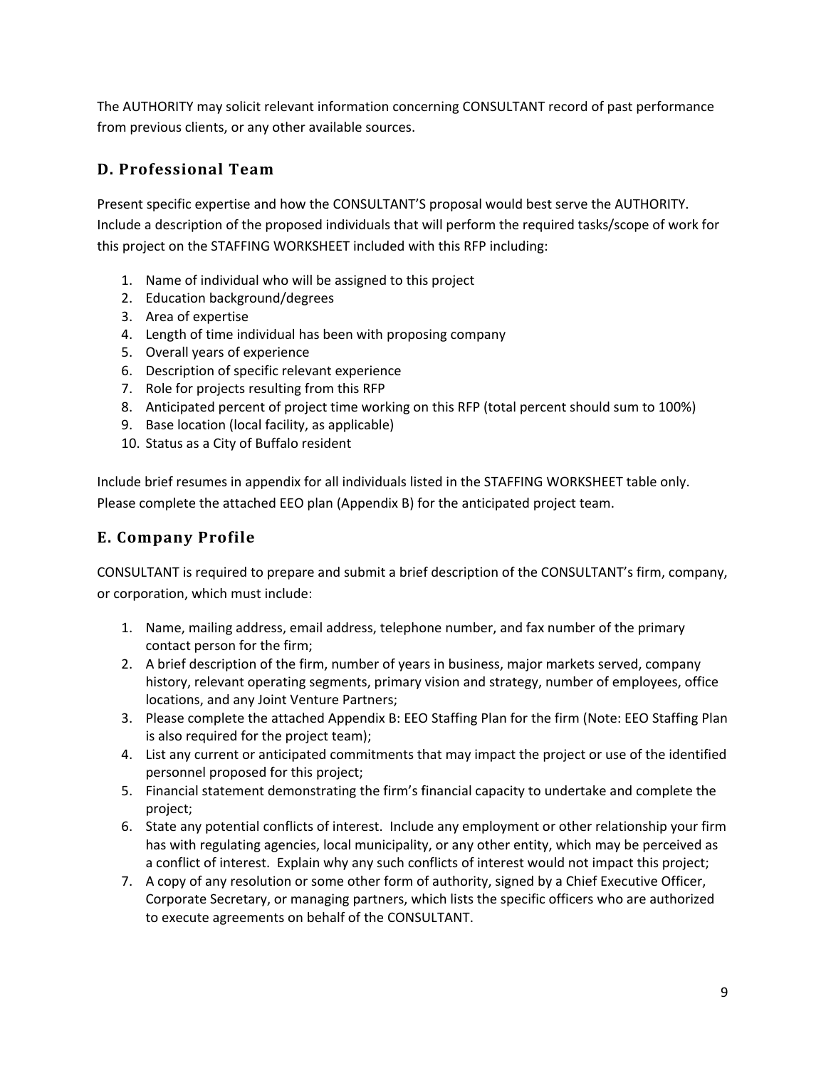The AUTHORITY may solicit relevant information concerning CONSULTANT record of past performance from previous clients, or any other available sources.

## D. Professional Team

Present specific expertise and how the CONSULTANT'S proposal would best serve the AUTHORITY. Include a description of the proposed individuals that will perform the required tasks/scope of work for this project on the STAFFING WORKSHEET included with this RFP including:

1. Name of individual who will be assigned to this project
2. Education background/degrees
3. Area of expertise
4. Length of time individual has been with proposing company
5. Overall years of experience
6. Description of specific relevant experience
7. Role for projects resulting from this RFP
8. Anticipated percent of project time working on this RFP (total percent should sum to 100%)
9. Base location (local facility, as applicable)
10. Status as a City of Buffalo resident

Include brief resumes in appendix for all individuals listed in the STAFFING WORKSHEET table only. Please complete the attached EEO plan (Appendix B) for the anticipated project team.

## E. Company Profile

CONSULTANT is required to prepare and submit a brief description of the CONSULTANT's firm, company, or corporation, which must include:

1. Name, mailing address, email address, telephone number, and fax number of the primary contact person for the firm;
2. A brief description of the firm, number of years in business, major markets served, company history, relevant operating segments, primary vision and strategy, number of employees, office locations, and any Joint Venture Partners;
3. Please complete the attached Appendix B: EEO Staffing Plan for the firm (Note: EEO Staffing Plan is also required for the project team);
4. List any current or anticipated commitments that may impact the project or use of the identified personnel proposed for this project;
5. Financial statement demonstrating the firm's financial capacity to undertake and complete the project;
6. State any potential conflicts of interest. Include any employment or other relationship your firm has with regulating agencies, local municipality, or any other entity, which may be perceived as a conflict of interest. Explain why any such conflicts of interest would not impact this project;
7. A copy of any resolution or some other form of authority, signed by a Chief Executive Officer, Corporate Secretary, or managing partners, which lists the specific officers who are authorized to execute agreements on behalf of the CONSULTANT.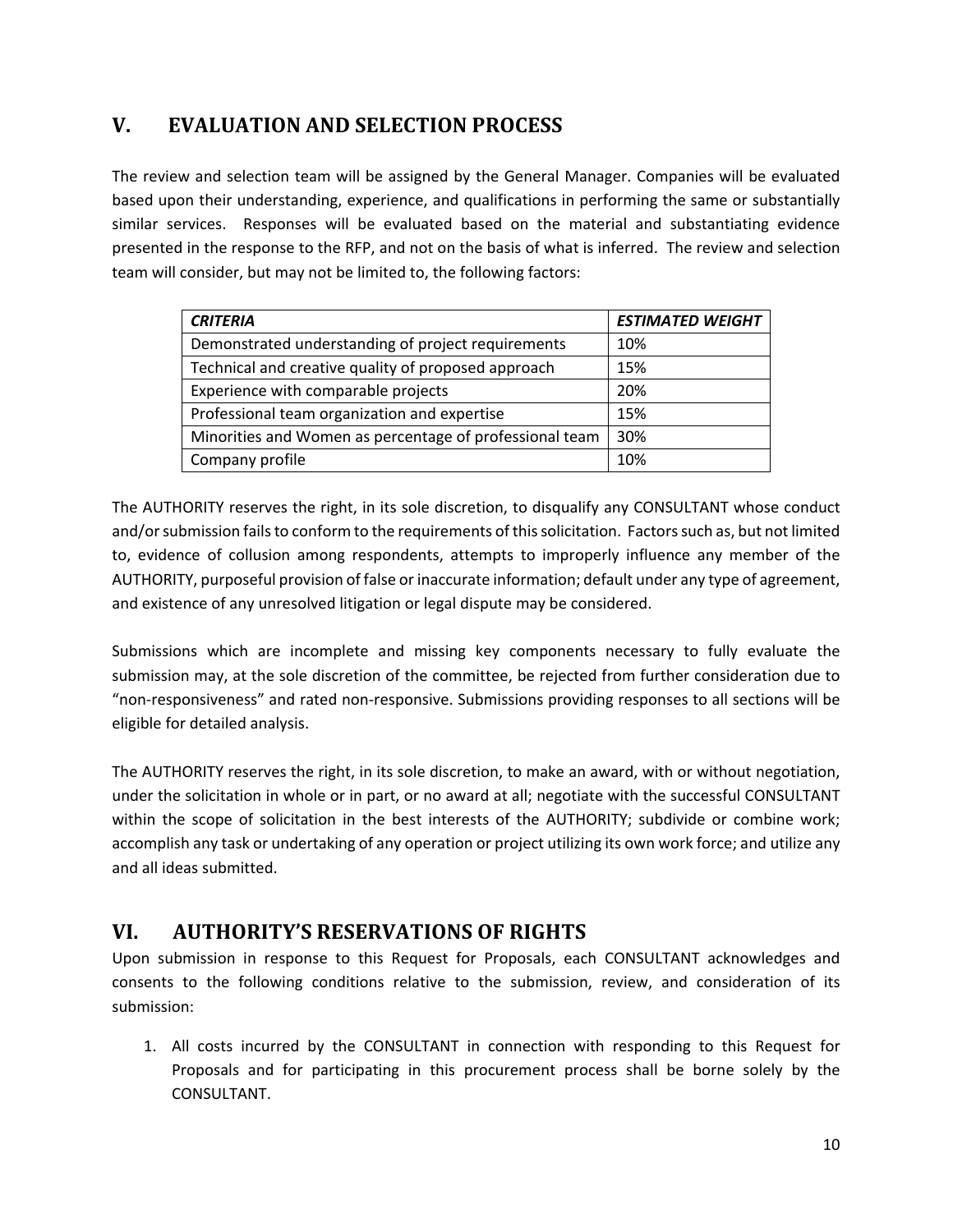## V. EVALUATION AND SELECTION PROCESS

The review and selection team will be assigned by the General Manager. Companies will be evaluated based upon their understanding, experience, and qualifications in performing the same or substantially similar services. Responses will be evaluated based on the material and substantiating evidence presented in the response to the RFP, and not on the basis of what is inferred. The review and selection team will consider, but may not be limited to, the following factors:

| ***CRITERIA*** | ***ESTIMATED WEIGHT*** |
|---|---|
| Demonstrated understanding of project requirements | 10% |
| Technical and creative quality of proposed approach | 15% |
| Experience with comparable projects | 20% |
| Professional team organization and expertise | 15% |
| Minorities and Women as percentage of professional team | 30% |
| Company profile | 10% |

The AUTHORITY reserves the right, in its sole discretion, to disqualify any CONSULTANT whose conduct and/or submission fails to conform to the requirements of this solicitation. Factors such as, but not limited to, evidence of collusion among respondents, attempts to improperly influence any member of the AUTHORITY, purposeful provision of false or inaccurate information; default under any type of agreement, and existence of any unresolved litigation or legal dispute may be considered.

Submissions which are incomplete and missing key components necessary to fully evaluate the submission may, at the sole discretion of the committee, be rejected from further consideration due to "non-responsiveness" and rated non-responsive. Submissions providing responses to all sections will be eligible for detailed analysis.

The AUTHORITY reserves the right, in its sole discretion, to make an award, with or without negotiation, under the solicitation in whole or in part, or no award at all; negotiate with the successful CONSULTANT within the scope of solicitation in the best interests of the AUTHORITY; subdivide or combine work; accomplish any task or undertaking of any operation or project utilizing its own work force; and utilize any and all ideas submitted.

## VI. AUTHORITY'S RESERVATIONS OF RIGHTS

Upon submission in response to this Request for Proposals, each CONSULTANT acknowledges and consents to the following conditions relative to the submission, review, and consideration of its submission:

1. All costs incurred by the CONSULTANT in connection with responding to this Request for Proposals and for participating in this procurement process shall be borne solely by the CONSULTANT.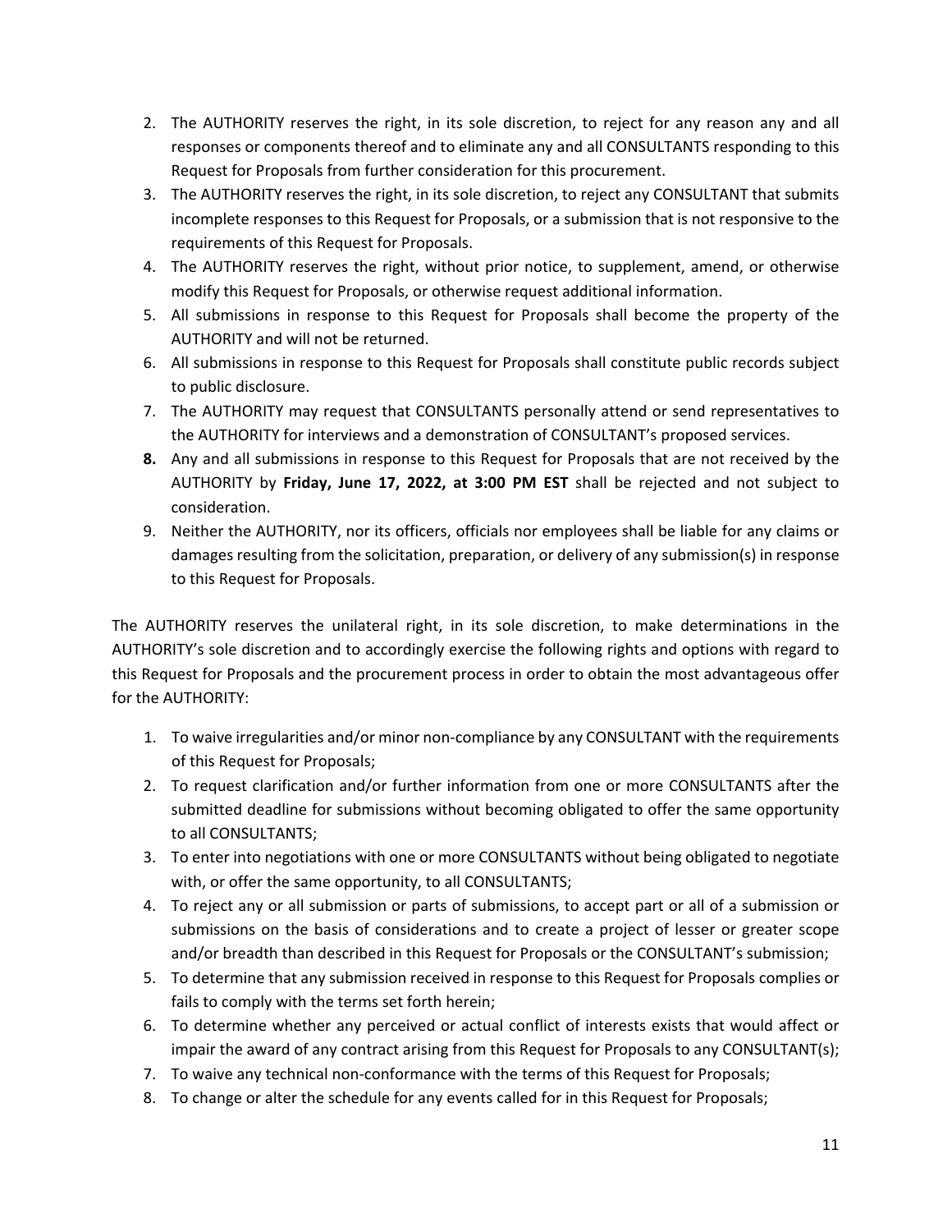2. The AUTHORITY reserves the right, in its sole discretion, to reject for any reason any and all responses or components thereof and to eliminate any and all CONSULTANTS responding to this Request for Proposals from further consideration for this procurement.
3. The AUTHORITY reserves the right, in its sole discretion, to reject any CONSULTANT that submits incomplete responses to this Request for Proposals, or a submission that is not responsive to the requirements of this Request for Proposals.
4. The AUTHORITY reserves the right, without prior notice, to supplement, amend, or otherwise modify this Request for Proposals, or otherwise request additional information.
5. All submissions in response to this Request for Proposals shall become the property of the AUTHORITY and will not be returned.
6. All submissions in response to this Request for Proposals shall constitute public records subject to public disclosure.
7. The AUTHORITY may request that CONSULTANTS personally attend or send representatives to the AUTHORITY for interviews and a demonstration of CONSULTANT's proposed services.
8. Any and all submissions in response to this Request for Proposals that are not received by the AUTHORITY by **Friday, June 17, 2022, at 3:00 PM EST** shall be rejected and not subject to consideration.
9. Neither the AUTHORITY, nor its officers, officials nor employees shall be liable for any claims or damages resulting from the solicitation, preparation, or delivery of any submission(s) in response to this Request for Proposals.

The AUTHORITY reserves the unilateral right, in its sole discretion, to make determinations in the AUTHORITY's sole discretion and to accordingly exercise the following rights and options with regard to this Request for Proposals and the procurement process in order to obtain the most advantageous offer for the AUTHORITY:

1. To waive irregularities and/or minor non-compliance by any CONSULTANT with the requirements of this Request for Proposals;
2. To request clarification and/or further information from one or more CONSULTANTS after the submitted deadline for submissions without becoming obligated to offer the same opportunity to all CONSULTANTS;
3. To enter into negotiations with one or more CONSULTANTS without being obligated to negotiate with, or offer the same opportunity, to all CONSULTANTS;
4. To reject any or all submission or parts of submissions, to accept part or all of a submission or submissions on the basis of considerations and to create a project of lesser or greater scope and/or breadth than described in this Request for Proposals or the CONSULTANT's submission;
5. To determine that any submission received in response to this Request for Proposals complies or fails to comply with the terms set forth herein;
6. To determine whether any perceived or actual conflict of interests exists that would affect or impair the award of any contract arising from this Request for Proposals to any CONSULTANT(s);
7. To waive any technical non-conformance with the terms of this Request for Proposals;
8. To change or alter the schedule for any events called for in this Request for Proposals;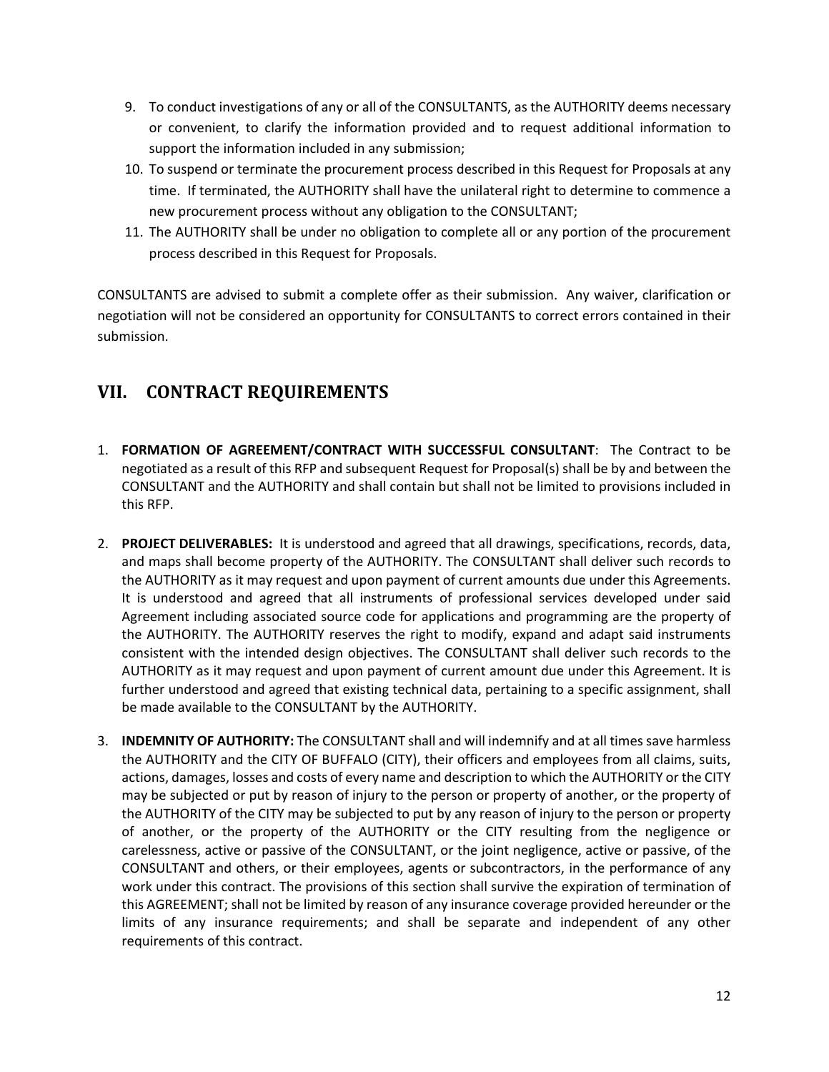9. To conduct investigations of any or all of the CONSULTANTS, as the AUTHORITY deems necessary or convenient, to clarify the information provided and to request additional information to support the information included in any submission;
10. To suspend or terminate the procurement process described in this Request for Proposals at any time. If terminated, the AUTHORITY shall have the unilateral right to determine to commence a new procurement process without any obligation to the CONSULTANT;
11. The AUTHORITY shall be under no obligation to complete all or any portion of the procurement process described in this Request for Proposals.

CONSULTANTS are advised to submit a complete offer as their submission. Any waiver, clarification or negotiation will not be considered an opportunity for CONSULTANTS to correct errors contained in their submission.

## VII. CONTRACT REQUIREMENTS

1. **FORMATION OF AGREEMENT/CONTRACT WITH SUCCESSFUL CONSULTANT**: The Contract to be negotiated as a result of this RFP and subsequent Request for Proposal(s) shall be by and between the CONSULTANT and the AUTHORITY and shall contain but shall not be limited to provisions included in this RFP.

2. **PROJECT DELIVERABLES:** It is understood and agreed that all drawings, specifications, records, data, and maps shall become property of the AUTHORITY. The CONSULTANT shall deliver such records to the AUTHORITY as it may request and upon payment of current amounts due under this Agreements. It is understood and agreed that all instruments of professional services developed under said Agreement including associated source code for applications and programming are the property of the AUTHORITY. The AUTHORITY reserves the right to modify, expand and adapt said instruments consistent with the intended design objectives. The CONSULTANT shall deliver such records to the AUTHORITY as it may request and upon payment of current amount due under this Agreement. It is further understood and agreed that existing technical data, pertaining to a specific assignment, shall be made available to the CONSULTANT by the AUTHORITY.

3. **INDEMNITY OF AUTHORITY:** The CONSULTANT shall and will indemnify and at all times save harmless the AUTHORITY and the CITY OF BUFFALO (CITY), their officers and employees from all claims, suits, actions, damages, losses and costs of every name and description to which the AUTHORITY or the CITY may be subjected or put by reason of injury to the person or property of another, or the property of the AUTHORITY of the CITY may be subjected to put by any reason of injury to the person or property of another, or the property of the AUTHORITY or the CITY resulting from the negligence or carelessness, active or passive of the CONSULTANT, or the joint negligence, active or passive, of the CONSULTANT and others, or their employees, agents or subcontractors, in the performance of any work under this contract. The provisions of this section shall survive the expiration of termination of this AGREEMENT; shall not be limited by reason of any insurance coverage provided hereunder or the limits of any insurance requirements; and shall be separate and independent of any other requirements of this contract.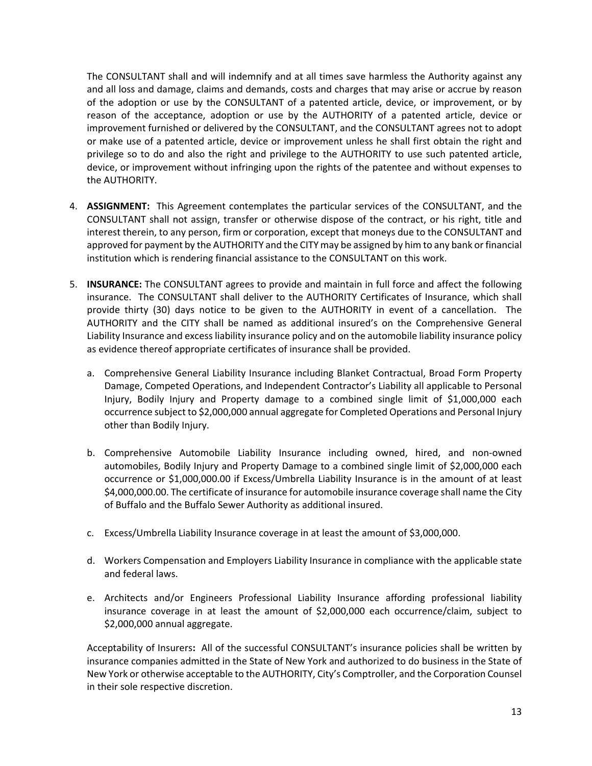The CONSULTANT shall and will indemnify and at all times save harmless the Authority against any and all loss and damage, claims and demands, costs and charges that may arise or accrue by reason of the adoption or use by the CONSULTANT of a patented article, device, or improvement, or by reason of the acceptance, adoption or use by the AUTHORITY of a patented article, device or improvement furnished or delivered by the CONSULTANT, and the CONSULTANT agrees not to adopt or make use of a patented article, device or improvement unless he shall first obtain the right and privilege so to do and also the right and privilege to the AUTHORITY to use such patented article, device, or improvement without infringing upon the rights of the patentee and without expenses to the AUTHORITY.

4. **ASSIGNMENT:** This Agreement contemplates the particular services of the CONSULTANT, and the CONSULTANT shall not assign, transfer or otherwise dispose of the contract, or his right, title and interest therein, to any person, firm or corporation, except that moneys due to the CONSULTANT and approved for payment by the AUTHORITY and the CITY may be assigned by him to any bank or financial institution which is rendering financial assistance to the CONSULTANT on this work.

5. **INSURANCE:** The CONSULTANT agrees to provide and maintain in full force and affect the following insurance. The CONSULTANT shall deliver to the AUTHORITY Certificates of Insurance, which shall provide thirty (30) days notice to be given to the AUTHORITY in event of a cancellation. The AUTHORITY and the CITY shall be named as additional insured's on the Comprehensive General Liability Insurance and excess liability insurance policy and on the automobile liability insurance policy as evidence thereof appropriate certificates of insurance shall be provided.

   a. Comprehensive General Liability Insurance including Blanket Contractual, Broad Form Property Damage, Competed Operations, and Independent Contractor's Liability all applicable to Personal Injury, Bodily Injury and Property damage to a combined single limit of $1,000,000 each occurrence subject to $2,000,000 annual aggregate for Completed Operations and Personal Injury other than Bodily Injury.

   b. Comprehensive Automobile Liability Insurance including owned, hired, and non-owned automobiles, Bodily Injury and Property Damage to a combined single limit of $2,000,000 each occurrence or $1,000,000.00 if Excess/Umbrella Liability Insurance is in the amount of at least $4,000,000.00. The certificate of insurance for automobile insurance coverage shall name the City of Buffalo and the Buffalo Sewer Authority as additional insured.

   c. Excess/Umbrella Liability Insurance coverage in at least the amount of $3,000,000.

   d. Workers Compensation and Employers Liability Insurance in compliance with the applicable state and federal laws.

   e. Architects and/or Engineers Professional Liability Insurance affording professional liability insurance coverage in at least the amount of $2,000,000 each occurrence/claim, subject to $2,000,000 annual aggregate.

   Acceptability of Insurers**:** All of the successful CONSULTANT's insurance policies shall be written by insurance companies admitted in the State of New York and authorized to do business in the State of New York or otherwise acceptable to the AUTHORITY, City's Comptroller, and the Corporation Counsel in their sole respective discretion.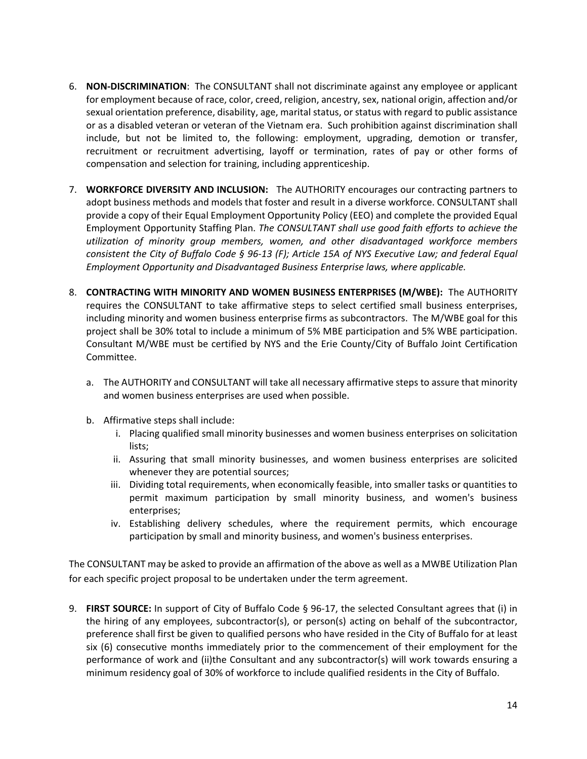6. **NON-DISCRIMINATION**: The CONSULTANT shall not discriminate against any employee or applicant for employment because of race, color, creed, religion, ancestry, sex, national origin, affection and/or sexual orientation preference, disability, age, marital status, or status with regard to public assistance or as a disabled veteran or veteran of the Vietnam era. Such prohibition against discrimination shall include, but not be limited to, the following: employment, upgrading, demotion or transfer, recruitment or recruitment advertising, layoff or termination, rates of pay or other forms of compensation and selection for training, including apprenticeship.

7. **WORKFORCE DIVERSITY AND INCLUSION:** The AUTHORITY encourages our contracting partners to adopt business methods and models that foster and result in a diverse workforce. CONSULTANT shall provide a copy of their Equal Employment Opportunity Policy (EEO) and complete the provided Equal Employment Opportunity Staffing Plan. *The CONSULTANT shall use good faith efforts to achieve the utilization of minority group members, women, and other disadvantaged workforce members consistent the City of Buffalo Code § 96-13 (F); Article 15A of NYS Executive Law; and federal Equal Employment Opportunity and Disadvantaged Business Enterprise laws, where applicable.*

8. **CONTRACTING WITH MINORITY AND WOMEN BUSINESS ENTERPRISES (M/WBE):** The AUTHORITY requires the CONSULTANT to take affirmative steps to select certified small business enterprises, including minority and women business enterprise firms as subcontractors. The M/WBE goal for this project shall be 30% total to include a minimum of 5% MBE participation and 5% WBE participation. Consultant M/WBE must be certified by NYS and the Erie County/City of Buffalo Joint Certification Committee.

   a. The AUTHORITY and CONSULTANT will take all necessary affirmative steps to assure that minority and women business enterprises are used when possible.

   b. Affirmative steps shall include:
      i. Placing qualified small minority businesses and women business enterprises on solicitation lists;
      ii. Assuring that small minority businesses, and women business enterprises are solicited whenever they are potential sources;
      iii. Dividing total requirements, when economically feasible, into smaller tasks or quantities to permit maximum participation by small minority business, and women's business enterprises;
      iv. Establishing delivery schedules, where the requirement permits, which encourage participation by small and minority business, and women's business enterprises.

The CONSULTANT may be asked to provide an affirmation of the above as well as a MWBE Utilization Plan for each specific project proposal to be undertaken under the term agreement.

9. **FIRST SOURCE:** In support of City of Buffalo Code § 96-17, the selected Consultant agrees that (i) in the hiring of any employees, subcontractor(s), or person(s) acting on behalf of the subcontractor, preference shall first be given to qualified persons who have resided in the City of Buffalo for at least six (6) consecutive months immediately prior to the commencement of their employment for the performance of work and (ii)the Consultant and any subcontractor(s) will work towards ensuring a minimum residency goal of 30% of workforce to include qualified residents in the City of Buffalo.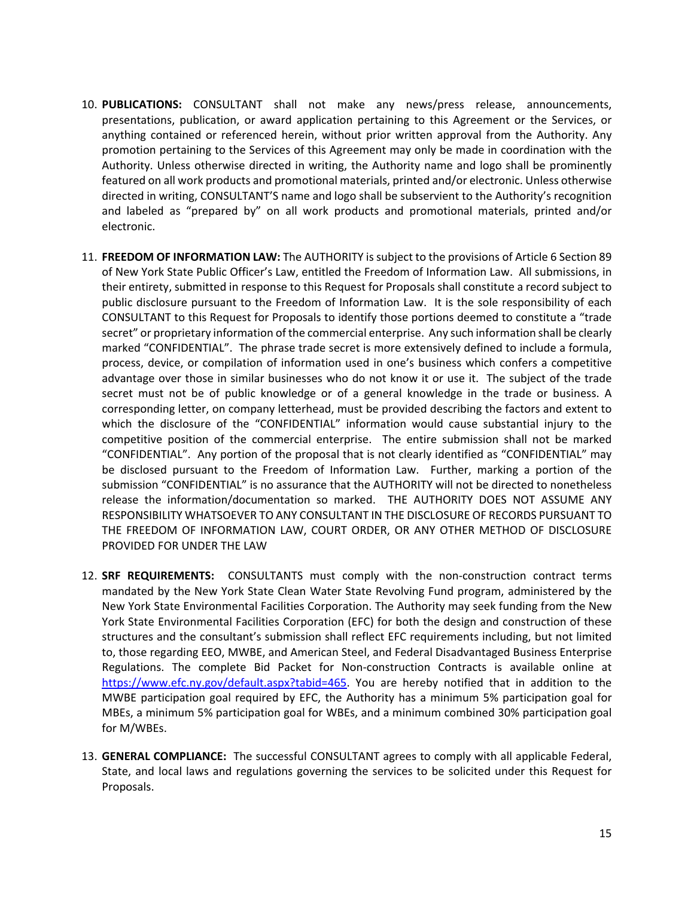10. **PUBLICATIONS:** CONSULTANT shall not make any news/press release, announcements, presentations, publication, or award application pertaining to this Agreement or the Services, or anything contained or referenced herein, without prior written approval from the Authority. Any promotion pertaining to the Services of this Agreement may only be made in coordination with the Authority. Unless otherwise directed in writing, the Authority name and logo shall be prominently featured on all work products and promotional materials, printed and/or electronic. Unless otherwise directed in writing, CONSULTANT'S name and logo shall be subservient to the Authority's recognition and labeled as "prepared by" on all work products and promotional materials, printed and/or electronic.

11. **FREEDOM OF INFORMATION LAW:** The AUTHORITY is subject to the provisions of Article 6 Section 89 of New York State Public Officer's Law, entitled the Freedom of Information Law. All submissions, in their entirety, submitted in response to this Request for Proposals shall constitute a record subject to public disclosure pursuant to the Freedom of Information Law. It is the sole responsibility of each CONSULTANT to this Request for Proposals to identify those portions deemed to constitute a "trade secret" or proprietary information of the commercial enterprise. Any such information shall be clearly marked "CONFIDENTIAL". The phrase trade secret is more extensively defined to include a formula, process, device, or compilation of information used in one's business which confers a competitive advantage over those in similar businesses who do not know it or use it. The subject of the trade secret must not be of public knowledge or of a general knowledge in the trade or business. A corresponding letter, on company letterhead, must be provided describing the factors and extent to which the disclosure of the "CONFIDENTIAL" information would cause substantial injury to the competitive position of the commercial enterprise. The entire submission shall not be marked "CONFIDENTIAL". Any portion of the proposal that is not clearly identified as "CONFIDENTIAL" may be disclosed pursuant to the Freedom of Information Law. Further, marking a portion of the submission "CONFIDENTIAL" is no assurance that the AUTHORITY will not be directed to nonetheless release the information/documentation so marked. THE AUTHORITY DOES NOT ASSUME ANY RESPONSIBILITY WHATSOEVER TO ANY CONSULTANT IN THE DISCLOSURE OF RECORDS PURSUANT TO THE FREEDOM OF INFORMATION LAW, COURT ORDER, OR ANY OTHER METHOD OF DISCLOSURE PROVIDED FOR UNDER THE LAW

12. **SRF REQUIREMENTS:** CONSULTANTS must comply with the non-construction contract terms mandated by the New York State Clean Water State Revolving Fund program, administered by the New York State Environmental Facilities Corporation. The Authority may seek funding from the New York State Environmental Facilities Corporation (EFC) for both the design and construction of these structures and the consultant's submission shall reflect EFC requirements including, but not limited to, those regarding EEO, MWBE, and American Steel, and Federal Disadvantaged Business Enterprise Regulations. The complete Bid Packet for Non-construction Contracts is available online at https://www.efc.ny.gov/default.aspx?tabid=465. You are hereby notified that in addition to the MWBE participation goal required by EFC, the Authority has a minimum 5% participation goal for MBEs, a minimum 5% participation goal for WBEs, and a minimum combined 30% participation goal for M/WBEs.

13. **GENERAL COMPLIANCE:** The successful CONSULTANT agrees to comply with all applicable Federal, State, and local laws and regulations governing the services to be solicited under this Request for Proposals.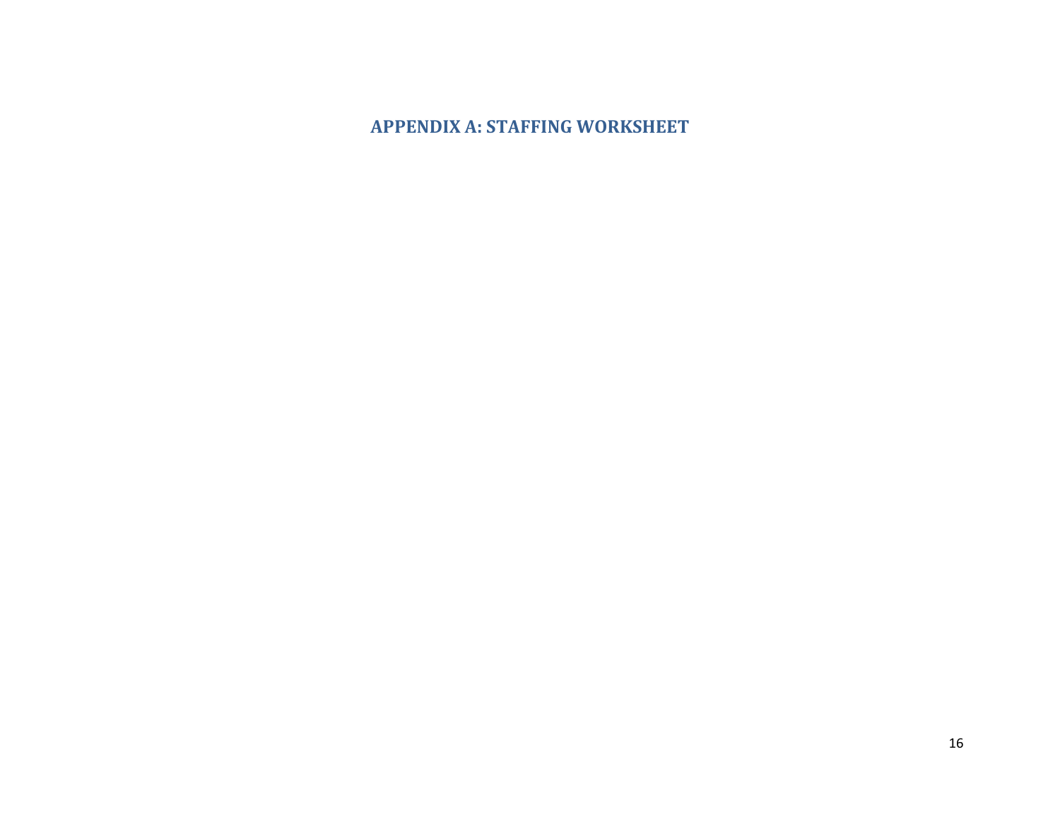# APPENDIX A: STAFFING WORKSHEET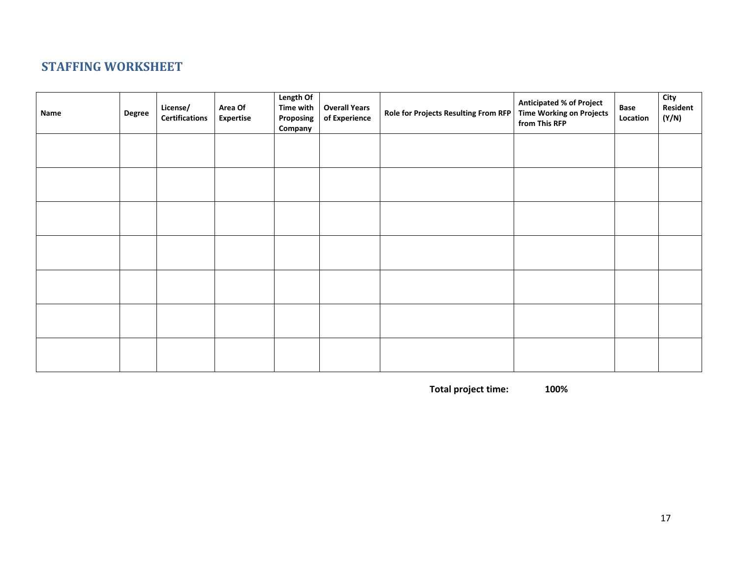## STAFFING WORKSHEET

| Name | Degree | License/ Certifications | Area Of Expertise | Length Of Time with Proposing Company | Overall Years of Experience | Role for Projects Resulting From RFP | Anticipated % of Project Time Working on Projects from This RFP | Base Location | City Resident (Y/N) |
|---|---|---|---|---|---|---|---|---|---|
| | | | | | | | | | |
| | | | | | | | | | |
| | | | | | | | | | |
| | | | | | | | | | |
| | | | | | | | | | |
| | | | | | | | | | |
| | | | | | | | | | |

**Total project time:** **100%**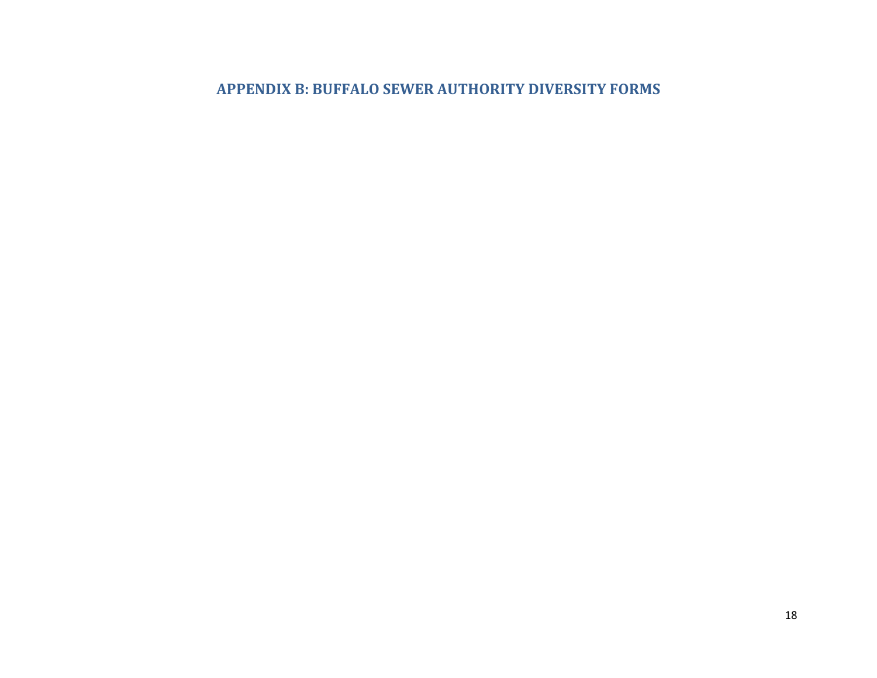## APPENDIX B: BUFFALO SEWER AUTHORITY DIVERSITY FORMS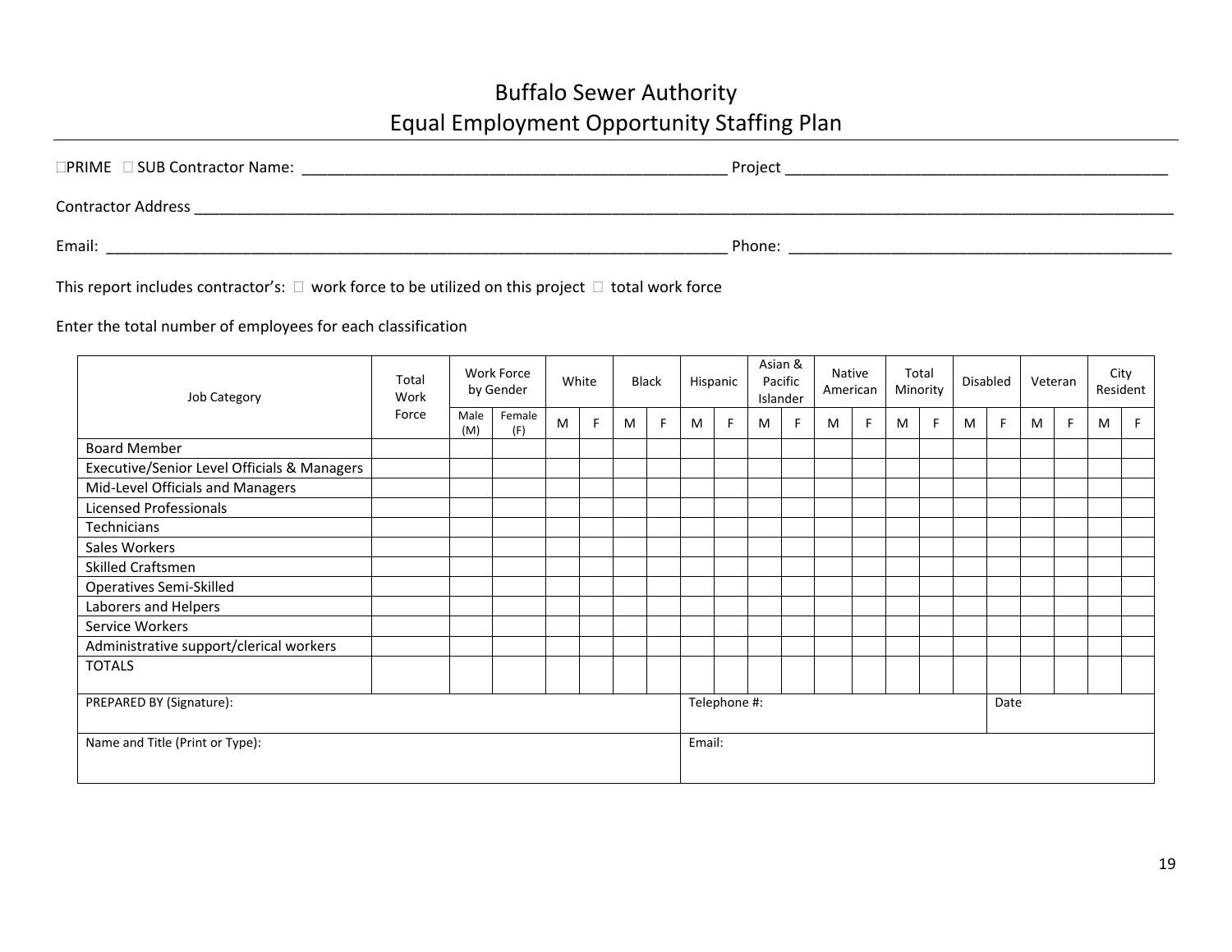# Buffalo Sewer Authority
# Equal Employment Opportunity Staffing Plan

☐PRIME ☐ SUB Contractor Name: ___________________________________________________ Project ______________________________________________

Contractor Address ______________________________________________________________________________________________________________

Email: ___________________________________________________________________________ Phone: ______________________________________________

This report includes contractor's: ☐ work force to be utilized on this project ☐ total work force

Enter the total number of employees for each classification

| Job Category | Total Work Force | Work Force by Gender | | White | | Black | | Hispanic | | Asian & Pacific Islander | | Native American | | Total Minority | | Disabled | | Veteran | | City Resident | |
|---|---|---|---|---|---|---|---|---|---|---|---|---|---|---|---|---|---|---|---|---|---|
| | | Male (M) | Female (F) | M | F | M | F | M | F | M | F | M | F | M | F | M | F | M | F | M | F |
| Board Member | | | | | | | | | | | | | | | | | | | | | |
| Executive/Senior Level Officials & Managers | | | | | | | | | | | | | | | | | | | | | |
| Mid-Level Officials and Managers | | | | | | | | | | | | | | | | | | | | | |
| Licensed Professionals | | | | | | | | | | | | | | | | | | | | | |
| Technicians | | | | | | | | | | | | | | | | | | | | | |
| Sales Workers | | | | | | | | | | | | | | | | | | | | | |
| Skilled Craftsmen | | | | | | | | | | | | | | | | | | | | | |
| Operatives Semi-Skilled | | | | | | | | | | | | | | | | | | | | | |
| Laborers and Helpers | | | | | | | | | | | | | | | | | | | | | |
| Service Workers | | | | | | | | | | | | | | | | | | | | | |
| Administrative support/clerical workers | | | | | | | | | | | | | | | | | | | | | |
| TOTALS | | | | | | | | | | | | | | | | | | | | | |

| PREPARED BY (Signature): | Telephone #: | Date |
|---|---|---|
| Name and Title (Print or Type): | Email: | |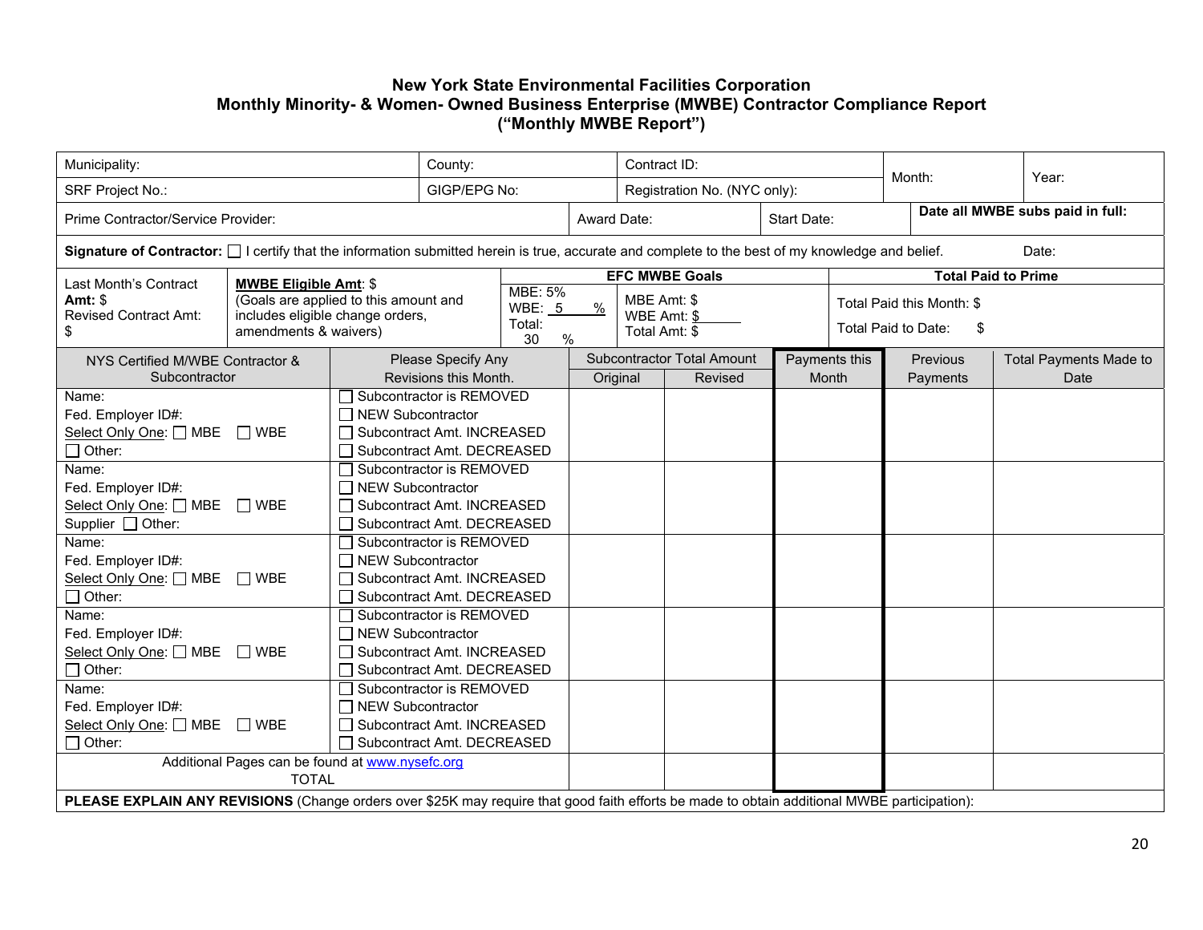**New York State Environmental Facilities Corporation**
**Monthly Minority- & Women- Owned Business Enterprise (MWBE) Contractor Compliance Report**
**("Monthly MWBE Report")**

| | | | | |
|---|---|---|---|---|
| Municipality: | County: | Contract ID: | Month: | Year: |
| SRF Project No.: | GIGP/EPG No: | Registration No. (NYC only): | | |

| | | | |
|---|---|---|---|
| Prime Contractor/Service Provider: | Award Date: | Start Date: | **Date all MWBE subs paid in full:** |

**Signature of Contractor:** ☐ I certify that the information submitted herein is true, accurate and complete to the best of my knowledge and belief. Date:

| | | | | |
|---|---|---|---|---|
| Last Month's Contract **Amt:** $ Revised Contract Amt: $ | **MWBE Eligible Amt**: $ (Goals are applied to this amount and includes eligible change orders, amendments & waivers) | **EFC MWBE Goals** MBE: 5% WBE: 5 % Total: 30 % | MBE Amt: $ WBE Amt: $ Total Amt: $ | **Total Paid to Prime** Total Paid this Month: $ Total Paid to Date: $ |

| NYS Certified M/WBE Contractor & Subcontractor | Please Specify Any Revisions this Month. | Subcontractor Total Amount | | Payments this Month | Previous Payments | Total Payments Made to Date |
|---|---|---|---|---|---|---|
| | | Original | Revised | | | |
| Name: Fed. Employer ID#: Select Only One: ☐ MBE ☐ WBE ☐ Other: | ☐ Subcontractor is REMOVED ☐ NEW Subcontractor ☐ Subcontract Amt. INCREASED ☐ Subcontract Amt. DECREASED | | | | | |
| Name: Fed. Employer ID#: Select Only One: ☐ MBE ☐ WBE Supplier ☐ Other: | ☐ Subcontractor is REMOVED ☐ NEW Subcontractor ☐ Subcontract Amt. INCREASED ☐ Subcontract Amt. DECREASED | | | | | |
| Name: Fed. Employer ID#: Select Only One: ☐ MBE ☐ WBE ☐ Other: | ☐ Subcontractor is REMOVED ☐ NEW Subcontractor ☐ Subcontract Amt. INCREASED ☐ Subcontract Amt. DECREASED | | | | | |
| Name: Fed. Employer ID#: Select Only One: ☐ MBE ☐ WBE ☐ Other: | ☐ Subcontractor is REMOVED ☐ NEW Subcontractor ☐ Subcontract Amt. INCREASED ☐ Subcontract Amt. DECREASED | | | | | |
| Name: Fed. Employer ID#: Select Only One: ☐ MBE ☐ WBE ☐ Other: | ☐ Subcontractor is REMOVED ☐ NEW Subcontractor ☐ Subcontract Amt. INCREASED ☐ Subcontract Amt. DECREASED | | | | | |
| Additional Pages can be found at www.nysefc.org TOTAL | | | | | | |

**PLEASE EXPLAIN ANY REVISIONS** (Change orders over $25K may require that good faith efforts be made to obtain additional MWBE participation):